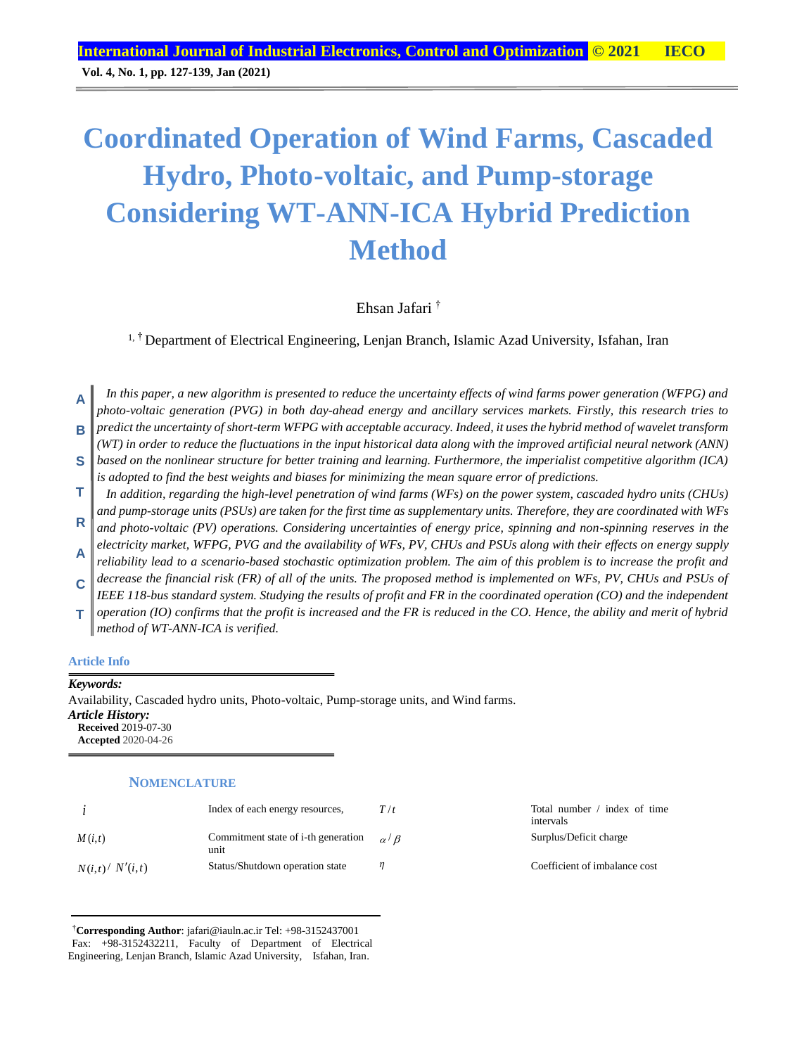# Coordinated Operation of Wind Farms, Cascaded Hydro, Photo-voltaic, and Pump-storage Considering WT-ANN-ICA Hybrid Prediction Method

Ehsan Jafari [†]

[1, †] Department of Electrical Engineering, Lenjan Branch, Islamic Azad University, Isfahan, Iran

**ABSTRACT**

*In this paper, a new algorithm is presented to reduce the uncertainty effects of wind farms power generation (WFPG) and photo-voltaic generation (PVG) in both day-ahead energy and ancillary services markets. Firstly, this research tries to predict the uncertainty of short-term WFPG with acceptable accuracy. Indeed, it uses the hybrid method of wavelet transform (WT) in order to reduce the fluctuations in the input historical data along with the improved artificial neural network (ANN) based on the nonlinear structure for better training and learning. Furthermore, the imperialist competitive algorithm (ICA) is adopted to find the best weights and biases for minimizing the mean square error of predictions.*

*In addition, regarding the high-level penetration of wind farms (WFs) on the power system, cascaded hydro units (CHUs) and pump-storage units (PSUs) are taken for the first time as supplementary units. Therefore, they are coordinated with WFs and photo-voltaic (PV) operations. Considering uncertainties of energy price, spinning and non-spinning reserves in the electricity market, WFPG, PVG and the availability of WFs, PV, CHUs and PSUs along with their effects on energy supply reliability lead to a scenario-based stochastic optimization problem. The aim of this problem is to increase the profit and decrease the financial risk (FR) of all of the units. The proposed method is implemented on WFs, PV, CHUs and PSUs of IEEE 118-bus standard system. Studying the results of profit and FR in the coordinated operation (CO) and the independent operation (IO) confirms that the profit is increased and the FR is reduced in the CO. Hence, the ability and merit of hybrid method of WT-ANN-ICA is verified.*

**Article Info**

***Keywords:***

Availability, Cascaded hydro units, Photo-voltaic, Pump-storage units, and Wind farms.

***Article History:***

**Received** 2019-07-30
**Accepted** 2020-04-26

## NOMENCLATURE

| | | | |
|---|---|---|---|
| $i$ | Index of each energy resources, | $T/t$ | Total number / index of time intervals |
| $M(i,t)$ | Commitment state of i-th generation unit | $\alpha/\beta$ | Surplus/Deficit charge |
| $N(i,t)/\ N'(i,t)$ | Status/Shutdown operation state | $\eta$ | Coefficient of imbalance cost |

[†]**Corresponding Author**: jafari@iauln.ac.ir Tel: +98-3152437001 Fax: +98-3152432211, Faculty of Department of Electrical Engineering, Lenjan Branch, Islamic Azad University, Isfahan, Iran.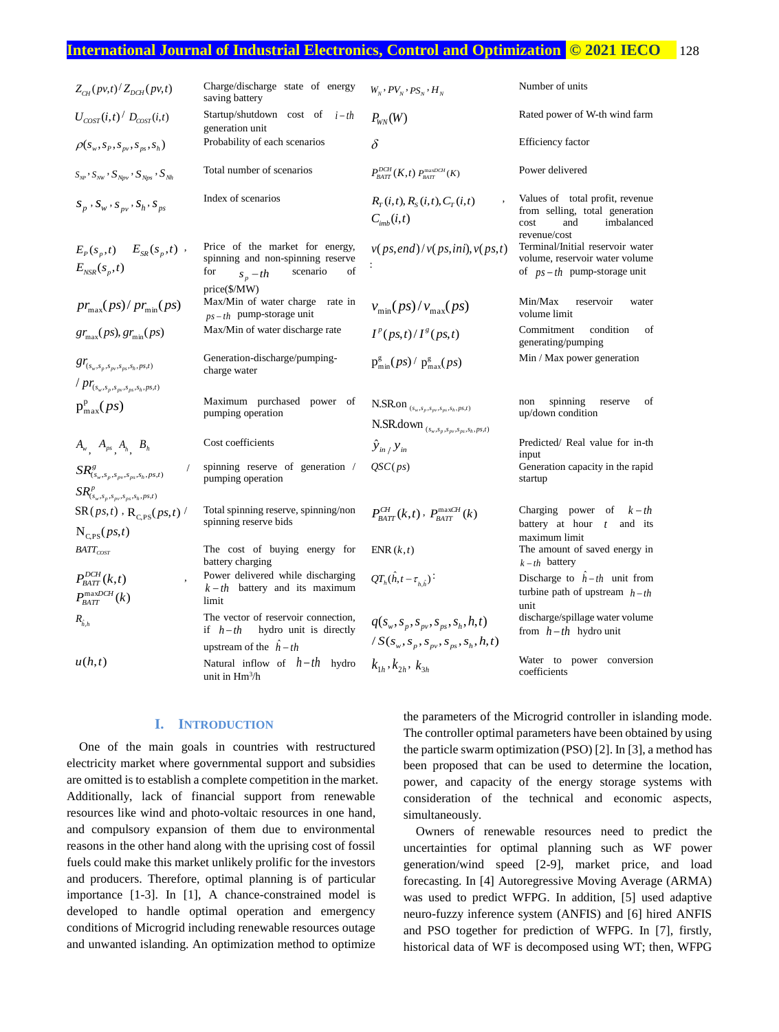| | | | |
|---|---|---|---|
| $Z_{CH}(pv,t)/Z_{DCH}(pv,t)$ | Charge/discharge state of energy saving battery | $W_N, PV_N, PS_N, H_N$ | Number of units |
| $U_{COST}(i,t)/D_{COST}(i,t)$ | Startup/shutdown cost of $i-th$ generation unit | $P_{WN}(W)$ | Rated power of W-th wind farm |
| $\rho(s_w,s_P,s_{pv},s_{ps},s_h)$ | Probability of each scenarios | $\delta$ | Efficiency factor |
| $S_{NP}, S_{NW}, S_{Npv}, S_{Nps}, S_{Nh}$ | Total number of scenarios | $P_{BATT}^{DCH}(K,t)$ $P_{BATT}^{\max DCH}(K)$ | Power delivered |
| $s_p, s_w, s_{pv}, s_h, s_{ps}$ | Index of scenarios | $R_T(i,t), R_S(i,t), C_T(i,t)$, $C_{imb}(i,t)$ | Values of total profit, revenue from selling, total generation cost and imbalanced revenue/cost |
| $E_P(s_p,t)$ $E_{SR}(s_p,t)$, $E_{NSR}(s_p,t)$ | Price of the market for energy, spinning and non-spinning reserve for $s_p-th$ scenario of price($/MW) | $v(ps,end)/v(ps,ini), v(ps,t)$ : | Terminal/Initial reservoir water volume, reservoir water volume of $ps-th$ pump-storage unit |
| $pr_{\max}(ps)/pr_{\min}(ps)$ | Max/Min of water charge rate in $ps-th$ pump-storage unit | $v_{\min}(ps)/v_{\max}(ps)$ | Min/Max reservoir water volume limit |
| $gr_{\max}(ps), gr_{\min}(ps)$ | Max/Min of water discharge rate | $I^p(ps,t)/I^g(ps,t)$ | Commitment condition of generating/pumping |
| $gr_{(s_w,s_p,s_{pv},s_{ps},s_h,ps,t)}$ / $pr_{(s_w,s_p,s_{pv},s_{ps},s_h,ps,t)}$ | Generation-discharge/pumping-charge water | $p^g_{\min}(ps)/p^g_{\max}(ps)$ | Min / Max power generation |
| $p^p_{\max}(ps)$ | Maximum purchased power of pumping operation | N.SR.on $_{(s_w,s_p,s_{pv},s_{ps},s_h,ps,t)}$ N.SR.down $_{(s_w,s_p,s_{pv},s_{ps},s_h,ps,t)}$ | non spinning reserve of up/down condition |
| $A_w$, $A_{ps}$, $A_h$, $B_h$ | Cost coefficients | $\hat{y}_{in}$ / $y_{in}$ | Predicted/ Real value for in-th input |
| $SR^g_{(s_w,s_p,s_{pv},s_{ps},s_h,ps,t)}$ / $SR^p_{(s_w,s_p,s_{pv},s_{ps},s_h,ps,t)}$ | spinning reserve of generation / pumping operation | $QSC(ps)$ | Generation capacity in the rapid startup |
| $SR(ps,t)$, $R_{C,PS}(ps,t)$ / $N_{C,PS}(ps,t)$ | Total spinning reserve, spinning/non spinning reserve bids | $P_{BATT}^{CH}(k,t)$, $P_{BATT}^{\max CH}(k)$ | Charging power of $k-th$ battery at hour $t$ and its maximum limit |
| $BATT_{COST}$ | The cost of buying energy for battery charging | ENR $(k,t)$ | The amount of saved energy in $k-th$ battery |
| $P_{BATT}^{DCH}(k,t)$, $P_{BATT}^{\max DCH}(k)$ | Power delivered while discharging $k-th$ battery and its maximum limit | $QT_h(\hat{h},t-\tau_{h,\hat{h}})$: | Discharge to $\hat{h}-th$ unit from turbine path of upstream $h-th$ unit |
| $R_{\hat{h},h}$ | The vector of reservoir connection, if $h-th$ hydro unit is directly upstream of the $\hat{h}-th$ | $q(s_w,s_p,s_{pv},s_{ps},s_h,h,t)$ / $S(s_w,s_p,s_{pv},s_{ps},s_h,h,t)$ | discharge/spillage water volume from $h-th$ hydro unit |
| $u(h,t)$ | Natural inflow of $h-th$ hydro unit in Hm³/h | $k_{1h}, k_{2h}, k_{3h}$ | Water to power conversion coefficients |

## I. INTRODUCTION

One of the main goals in countries with restructured electricity market where governmental support and subsidies are omitted is to establish a complete competition in the market. Additionally, lack of financial support from renewable resources like wind and photo-voltaic resources in one hand, and compulsory expansion of them due to environmental reasons in the other hand along with the uprising cost of fossil fuels could make this market unlikely prolific for the investors and producers. Therefore, optimal planning is of particular importance [1-3]. In [1], A chance-constrained model is developed to handle optimal operation and emergency conditions of Microgrid including renewable resources outage and unwanted islanding. An optimization method to optimize the parameters of the Microgrid controller in islanding mode. The controller optimal parameters have been obtained by using the particle swarm optimization (PSO) [2]. In [3], a method has been proposed that can be used to determine the location, power, and capacity of the energy storage systems with consideration of the technical and economic aspects, simultaneously.

Owners of renewable resources need to predict the uncertainties for optimal planning such as WF power generation/wind speed [2-9], market price, and load forecasting. In [4] Autoregressive Moving Average (ARMA) was used to predict WFPG. In addition, [5] used adaptive neuro-fuzzy inference system (ANFIS) and [6] hired ANFIS and PSO together for prediction of WFPG. In [7], firstly, historical data of WF is decomposed using WT; then, WFPG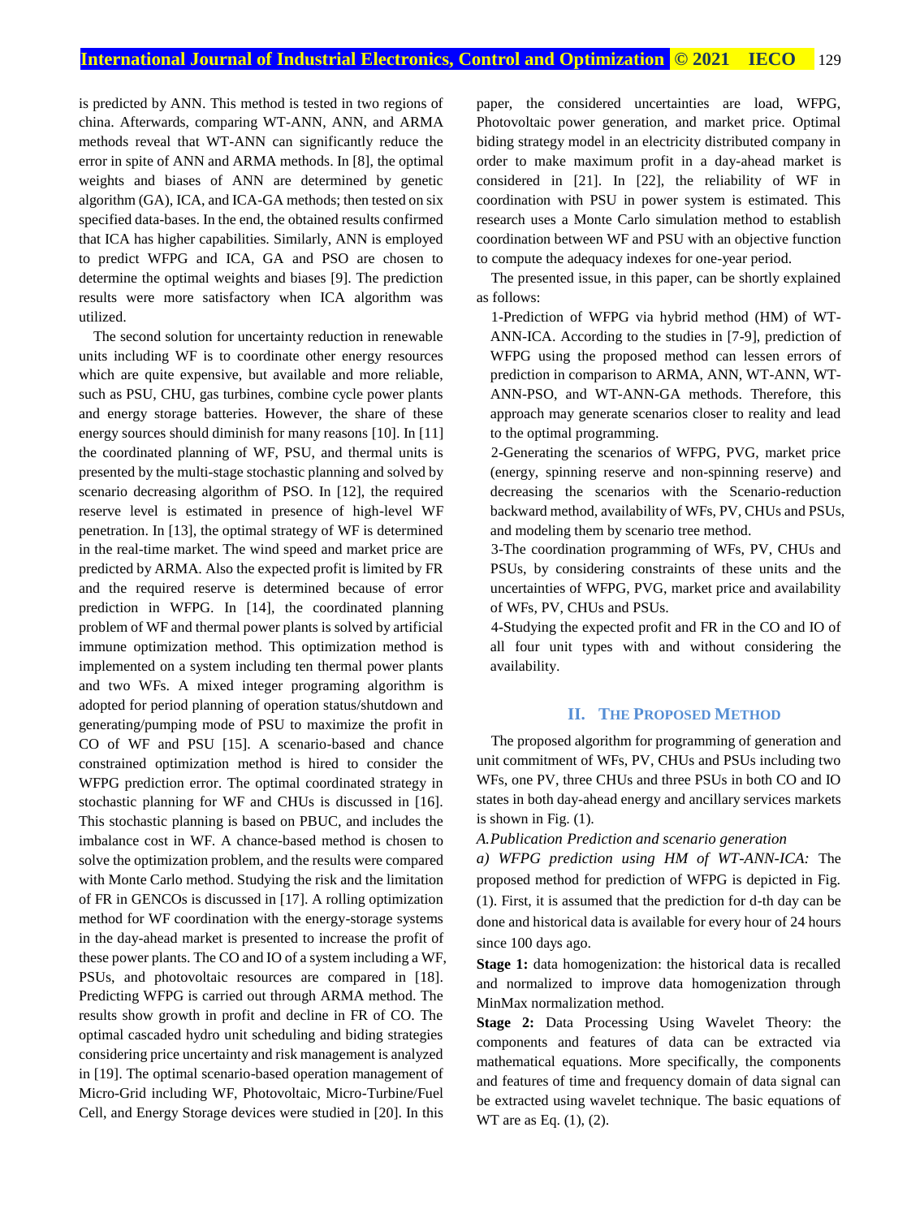is predicted by ANN. This method is tested in two regions of china. Afterwards, comparing WT-ANN, ANN, and ARMA methods reveal that WT-ANN can significantly reduce the error in spite of ANN and ARMA methods. In [8], the optimal weights and biases of ANN are determined by genetic algorithm (GA), ICA, and ICA-GA methods; then tested on six specified data-bases. In the end, the obtained results confirmed that ICA has higher capabilities. Similarly, ANN is employed to predict WFPG and ICA, GA and PSO are chosen to determine the optimal weights and biases [9]. The prediction results were more satisfactory when ICA algorithm was utilized.

The second solution for uncertainty reduction in renewable units including WF is to coordinate other energy resources which are quite expensive, but available and more reliable, such as PSU, CHU, gas turbines, combine cycle power plants and energy storage batteries. However, the share of these energy sources should diminish for many reasons [10]. In [11] the coordinated planning of WF, PSU, and thermal units is presented by the multi-stage stochastic planning and solved by scenario decreasing algorithm of PSO. In [12], the required reserve level is estimated in presence of high-level WF penetration. In [13], the optimal strategy of WF is determined in the real-time market. The wind speed and market price are predicted by ARMA. Also the expected profit is limited by FR and the required reserve is determined because of error prediction in WFPG. In [14], the coordinated planning problem of WF and thermal power plants is solved by artificial immune optimization method. This optimization method is implemented on a system including ten thermal power plants and two WFs. A mixed integer programing algorithm is adopted for period planning of operation status/shutdown and generating/pumping mode of PSU to maximize the profit in CO of WF and PSU [15]. A scenario-based and chance constrained optimization method is hired to consider the WFPG prediction error. The optimal coordinated strategy in stochastic planning for WF and CHUs is discussed in [16]. This stochastic planning is based on PBUC, and includes the imbalance cost in WF. A chance-based method is chosen to solve the optimization problem, and the results were compared with Monte Carlo method. Studying the risk and the limitation of FR in GENCOs is discussed in [17]. A rolling optimization method for WF coordination with the energy-storage systems in the day-ahead market is presented to increase the profit of these power plants. The CO and IO of a system including a WF, PSUs, and photovoltaic resources are compared in [18]. Predicting WFPG is carried out through ARMA method. The results show growth in profit and decline in FR of CO. The optimal cascaded hydro unit scheduling and biding strategies considering price uncertainty and risk management is analyzed in [19]. The optimal scenario-based operation management of Micro-Grid including WF, Photovoltaic, Micro-Turbine/Fuel Cell, and Energy Storage devices were studied in [20]. In this paper, the considered uncertainties are load, WFPG, Photovoltaic power generation, and market price. Optimal biding strategy model in an electricity distributed company in order to make maximum profit in a day-ahead market is considered in [21]. In [22], the reliability of WF in coordination with PSU in power system is estimated. This research uses a Monte Carlo simulation method to establish coordination between WF and PSU with an objective function to compute the adequacy indexes for one-year period.

The presented issue, in this paper, can be shortly explained as follows:

1-Prediction of WFPG via hybrid method (HM) of WT-ANN-ICA. According to the studies in [7-9], prediction of WFPG using the proposed method can lessen errors of prediction in comparison to ARMA, ANN, WT-ANN, WT-ANN-PSO, and WT-ANN-GA methods. Therefore, this approach may generate scenarios closer to reality and lead to the optimal programming.

2-Generating the scenarios of WFPG, PVG, market price (energy, spinning reserve and non-spinning reserve) and decreasing the scenarios with the Scenario-reduction backward method, availability of WFs, PV, CHUs and PSUs, and modeling them by scenario tree method.

3-The coordination programming of WFs, PV, CHUs and PSUs, by considering constraints of these units and the uncertainties of WFPG, PVG, market price and availability of WFs, PV, CHUs and PSUs.

4-Studying the expected profit and FR in the CO and IO of all four unit types with and without considering the availability.

## II. The Proposed Method

The proposed algorithm for programming of generation and unit commitment of WFs, PV, CHUs and PSUs including two WFs, one PV, three CHUs and three PSUs in both CO and IO states in both day-ahead energy and ancillary services markets is shown in Fig. (1).

*A.Publication Prediction and scenario generation*

*a) WFPG prediction using HM of WT-ANN-ICA:* The proposed method for prediction of WFPG is depicted in Fig. (1). First, it is assumed that the prediction for d-th day can be done and historical data is available for every hour of 24 hours since 100 days ago.

**Stage 1:** data homogenization: the historical data is recalled and normalized to improve data homogenization through MinMax normalization method.

**Stage 2:** Data Processing Using Wavelet Theory: the components and features of data can be extracted via mathematical equations. More specifically, the components and features of time and frequency domain of data signal can be extracted using wavelet technique. The basic equations of WT are as Eq. (1), (2).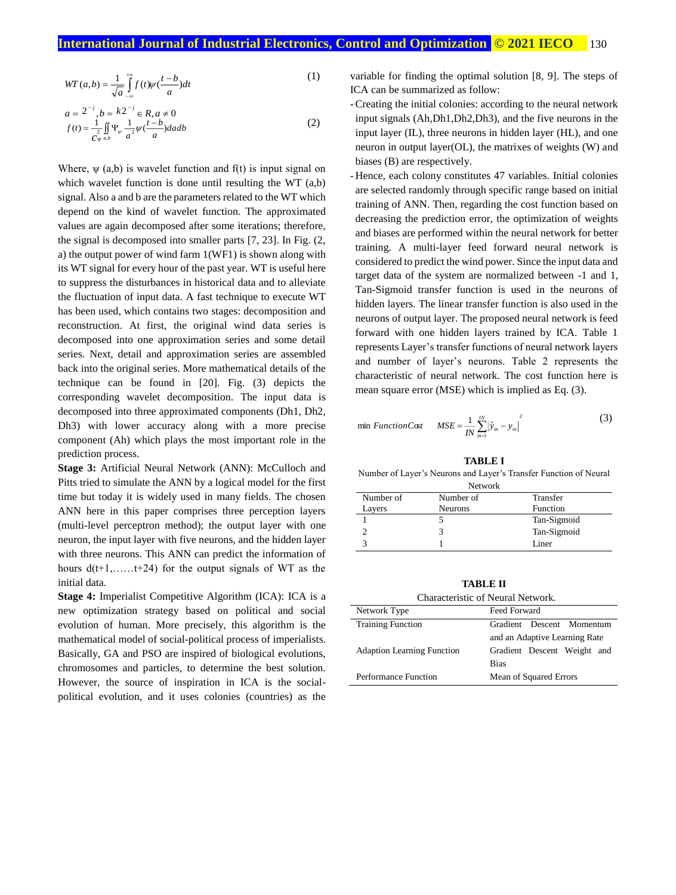$$WT(a,b) = \frac{1}{\sqrt{a}} \int_{-\infty}^{+\infty} f(t)\psi(\frac{t-b}{a})dt \tag{1}$$

$$a = 2^{-j}, b = k2^{-j} \in R, a \neq 0$$
$$f(t) = \frac{1}{C_{\psi}^{2}} \iint_{a,b} \Psi_{\psi} \frac{1}{a^{2}} \psi(\frac{t-b}{a}) da db \tag{2}$$

Where, ψ (a,b) is wavelet function and f(t) is input signal on which wavelet function is done until resulting the WT (a,b) signal. Also a and b are the parameters related to the WT which depend on the kind of wavelet function. The approximated values are again decomposed after some iterations; therefore, the signal is decomposed into smaller parts [7, 23]. In Fig. (2, a) the output power of wind farm 1(WF1) is shown along with its WT signal for every hour of the past year. WT is useful here to suppress the disturbances in historical data and to alleviate the fluctuation of input data. A fast technique to execute WT has been used, which contains two stages: decomposition and reconstruction. At first, the original wind data series is decomposed into one approximation series and some detail series. Next, detail and approximation series are assembled back into the original series. More mathematical details of the technique can be found in [20]. Fig. (3) depicts the corresponding wavelet decomposition. The input data is decomposed into three approximated components (Dh1, Dh2, Dh3) with lower accuracy along with a more precise component (Ah) which plays the most important role in the prediction process.

**Stage 3:** Artificial Neural Network (ANN): McCulloch and Pitts tried to simulate the ANN by a logical model for the first time but today it is widely used in many fields. The chosen ANN here in this paper comprises three perception layers (multi-level perceptron method); the output layer with one neuron, the input layer with five neurons, and the hidden layer with three neurons. This ANN can predict the information of hours d(t+1,……t+24) for the output signals of WT as the initial data.

**Stage 4:** Imperialist Competitive Algorithm (ICA): ICA is a new optimization strategy based on political and social evolution of human. More precisely, this algorithm is the mathematical model of social-political process of imperialists. Basically, GA and PSO are inspired of biological evolutions, chromosomes and particles, to determine the best solution. However, the source of inspiration in ICA is the social-political evolution, and it uses colonies (countries) as the variable for finding the optimal solution [8, 9]. The steps of ICA can be summarized as follow:

- Creating the initial colonies: according to the neural network input signals (Ah,Dh1,Dh2,Dh3), and the five neurons in the input layer (IL), three neurons in hidden layer (HL), and one neuron in output layer(OL), the matrixes of weights (W) and biases (B) are respectively.
- Hence, each colony constitutes 47 variables. Initial colonies are selected randomly through specific range based on initial training of ANN. Then, regarding the cost function based on decreasing the prediction error, the optimization of weights and biases are performed within the neural network for better training. A multi-layer feed forward neural network is considered to predict the wind power. Since the input data and target data of the system are normalized between -1 and 1, Tan-Sigmoid transfer function is used in the neurons of hidden layers. The linear transfer function is also used in the neurons of output layer. The proposed neural network is feed forward with one hidden layers trained by ICA. Table 1 represents Layer's transfer functions of neural network layers and number of layer's neurons. Table 2 represents the characteristic of neural network. The cost function here is mean square error (MSE) which is implied as Eq. (3).

$$\min \, FunctionCost \qquad MSE = \frac{1}{IN} \sum_{in=1}^{IN} \left| \hat{y}_{in} - y_{in} \right|^{2} \tag{3}$$

**TABLE I**

Number of Layer's Neurons and Layer's Transfer Function of Neural Network

| Number of Layers | Number of Neurons | Transfer Function |
|---|---|---|
| 1 | 5 | Tan-Sigmoid |
| 2 | 3 | Tan-Sigmoid |
| 3 | 1 | Liner |

**TABLE II**

Characteristic of Neural Network.

| Network Type | Feed Forward |
|---|---|
| Training Function | Gradient Descent Momentum and an Adaptive Learning Rate |
| Adaption Learning Function | Gradient Descent Weight and Bias |
| Performance Function | Mean of Squared Errors |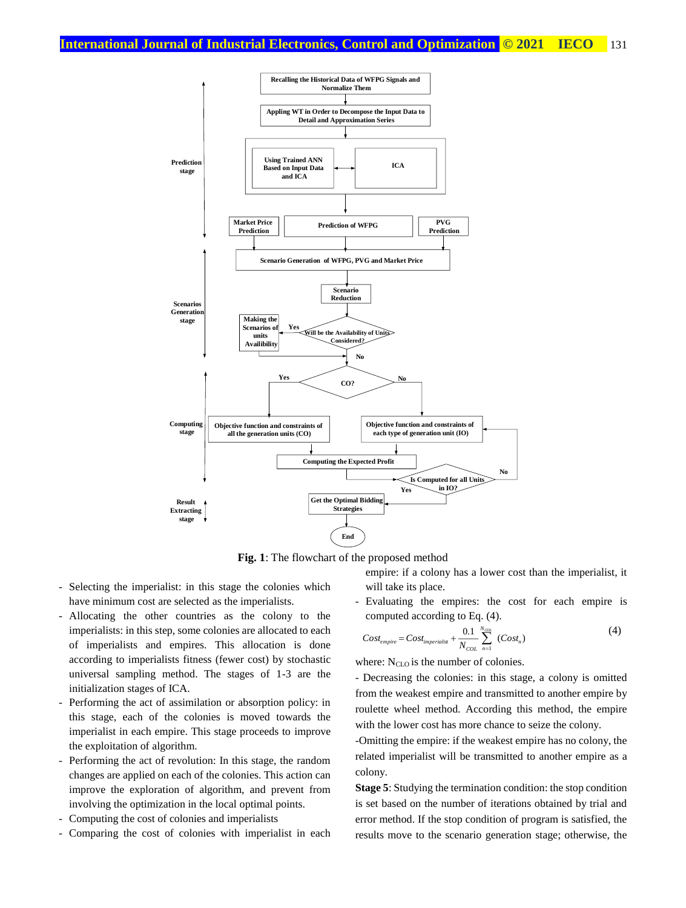**Fig. 1**: The flowchart of the proposed method

- Selecting the imperialist: in this stage the colonies which have minimum cost are selected as the imperialists.
- Allocating the other countries as the colony to the imperialists: in this step, some colonies are allocated to each of imperialists and empires. This allocation is done according to imperialists fitness (fewer cost) by stochastic universal sampling method. The stages of 1-3 are the initialization stages of ICA.
- Performing the act of assimilation or absorption policy: in this stage, each of the colonies is moved towards the imperialist in each empire. This stage proceeds to improve the exploitation of algorithm.
- Performing the act of revolution: In this stage, the random changes are applied on each of the colonies. This action can improve the exploration of algorithm, and prevent from involving the optimization in the local optimal points.
- Computing the cost of colonies and imperialists
- Comparing the cost of colonies with imperialist in each empire: if a colony has a lower cost than the imperialist, it will take its place.
- Evaluating the empires: the cost for each empire is computed according to Eq. (4).

$$Cost_{empire} = Cost_{imperialist} + \frac{0.1}{N_{COL}} \sum_{n=1}^{N_{COL}} (Cost_n) \tag{4}$$

where: $N_{CLO}$ is the number of colonies.

- Decreasing the colonies: in this stage, a colony is omitted from the weakest empire and transmitted to another empire by roulette wheel method. According this method, the empire with the lower cost has more chance to seize the colony.

-Omitting the empire: if the weakest empire has no colony, the related imperialist will be transmitted to another empire as a colony.

**Stage 5**: Studying the termination condition: the stop condition is set based on the number of iterations obtained by trial and error method. If the stop condition of program is satisfied, the results move to the scenario generation stage; otherwise, the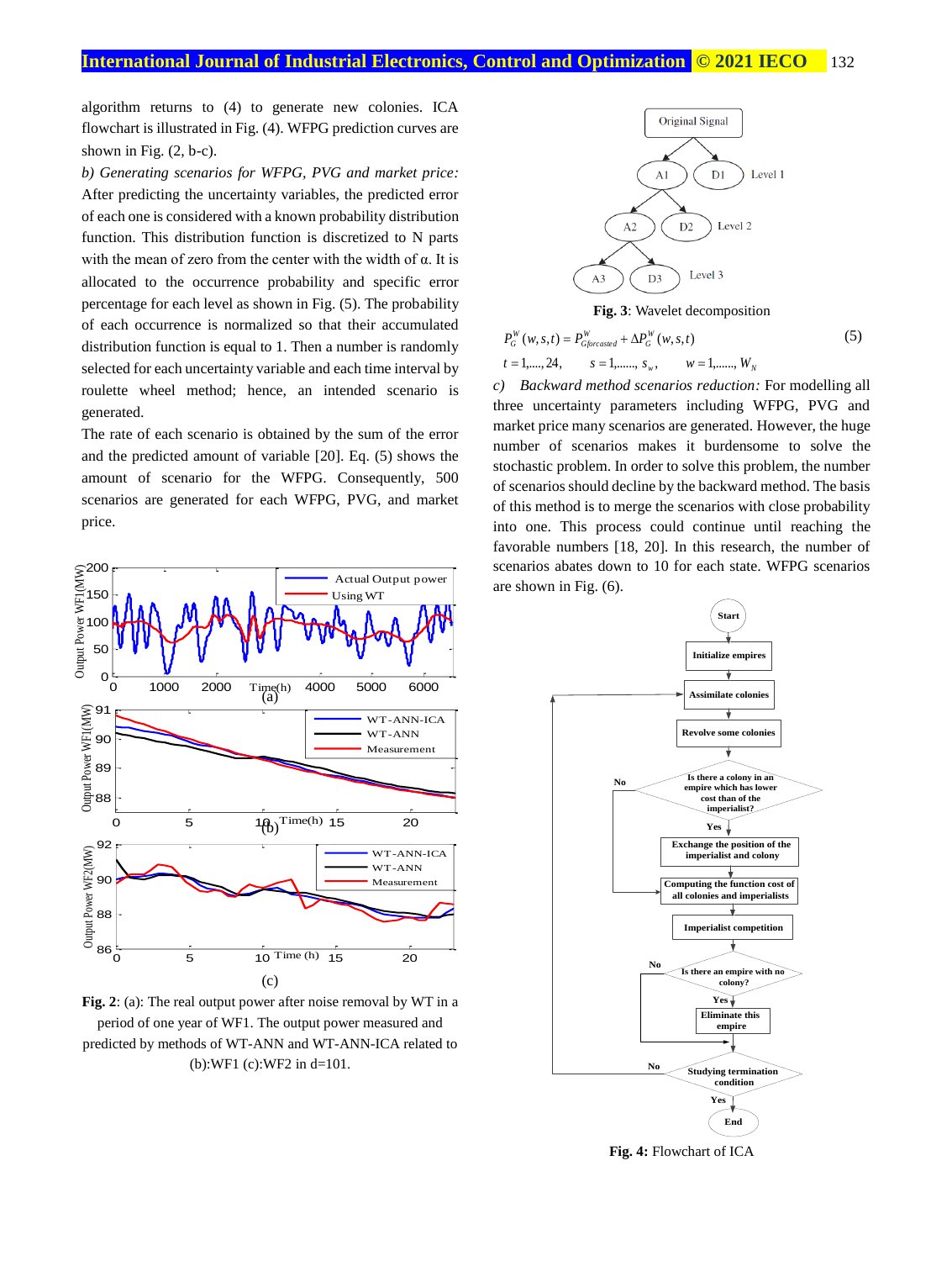algorithm returns to (4) to generate new colonies. ICA flowchart is illustrated in Fig. (4). WFPG prediction curves are shown in Fig. (2, b-c).

*b) Generating scenarios for WFPG, PVG and market price:* After predicting the uncertainty variables, the predicted error of each one is considered with a known probability distribution function. This distribution function is discretized to N parts with the mean of zero from the center with the width of α. It is allocated to the occurrence probability and specific error percentage for each level as shown in Fig. (5). The probability of each occurrence is normalized so that their accumulated distribution function is equal to 1. Then a number is randomly selected for each uncertainty variable and each time interval by roulette wheel method; hence, an intended scenario is generated.

The rate of each scenario is obtained by the sum of the error and the predicted amount of variable [20]. Eq. (5) shows the amount of scenario for the WFPG. Consequently, 500 scenarios are generated for each WFPG, PVG, and market price.

**Fig. 2**: (a): The real output power after noise removal by WT in a period of one year of WF1. The output power measured and predicted by methods of WT-ANN and WT-ANN-ICA related to (b):WF1 (c):WF2 in d=101.

**Fig. 3**: Wavelet decomposition

$$P_G^W(w,s,t) = P_{G forcasted}^W + \Delta P_G^W(w,s,t) \tag{5}$$

$$t = 1,....,24, \qquad s = 1,......, s_w, \qquad w = 1,......, W_N$$

*c) Backward method scenarios reduction:* For modelling all three uncertainty parameters including WFPG, PVG and market price many scenarios are generated. However, the huge number of scenarios makes it burdensome to solve the stochastic problem. In order to solve this problem, the number of scenarios should decline by the backward method. The basis of this method is to merge the scenarios with close probability into one. This process could continue until reaching the favorable numbers [18, 20]. In this research, the number of scenarios abates down to 10 for each state. WFPG scenarios are shown in Fig. (6).

**Fig. 4:** Flowchart of ICA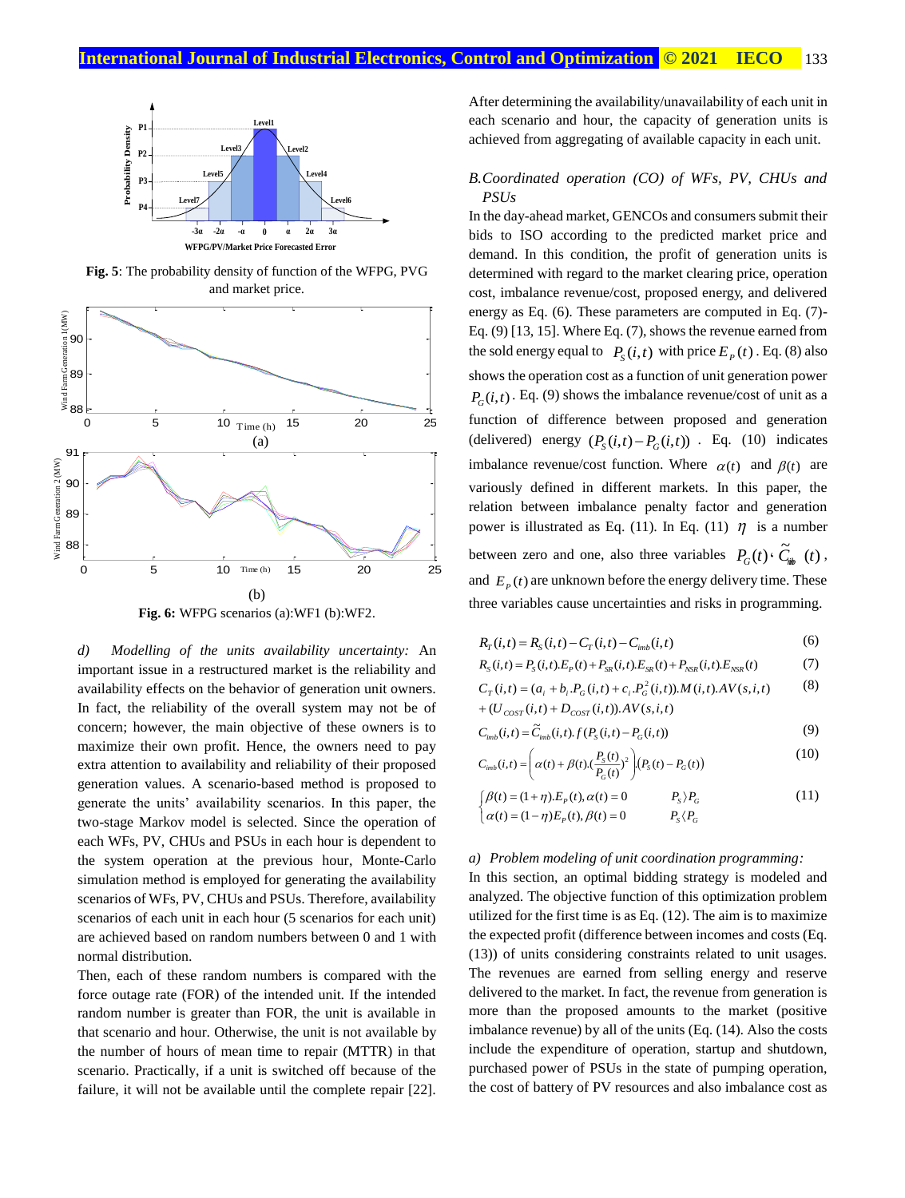Fig. 5: The probability density of function of the WFPG, PVG and market price.

Fig. 6: WFPG scenarios (a):WF1 (b):WF2.

*d) Modelling of the units availability uncertainty:* An important issue in a restructured market is the reliability and availability effects on the behavior of generation unit owners. In fact, the reliability of the overall system may not be of concern; however, the main objective of these owners is to maximize their own profit. Hence, the owners need to pay extra attention to availability and reliability of their proposed generation values. A scenario-based method is proposed to generate the units' availability scenarios. In this paper, the two-stage Markov model is selected. Since the operation of each WFs, PV, CHUs and PSUs in each hour is dependent to the system operation at the previous hour, Monte-Carlo simulation method is employed for generating the availability scenarios of WFs, PV, CHUs and PSUs. Therefore, availability scenarios of each unit in each hour (5 scenarios for each unit) are achieved based on random numbers between 0 and 1 with normal distribution.

Then, each of these random numbers is compared with the force outage rate (FOR) of the intended unit. If the intended random number is greater than FOR, the unit is available in that scenario and hour. Otherwise, the unit is not available by the number of hours of mean time to repair (MTTR) in that scenario. Practically, if a unit is switched off because of the failure, it will not be available until the complete repair [22].

After determining the availability/unavailability of each unit in each scenario and hour, the capacity of generation units is achieved from aggregating of available capacity in each unit.

### *B. Coordinated operation (CO) of WFs, PV, CHUs and PSUs*

In the day-ahead market, GENCOs and consumers submit their bids to ISO according to the predicted market price and demand. In this condition, the profit of generation units is determined with regard to the market clearing price, operation cost, imbalance revenue/cost, proposed energy, and delivered energy as Eq. (6). These parameters are computed in Eq. (7)-Eq. (9) [13, 15]. Where Eq. (7), shows the revenue earned from the sold energy equal to $P_S(i,t)$ with price $E_P(t)$. Eq. (8) also shows the operation cost as a function of unit generation power $P_G(i,t)$. Eq. (9) shows the imbalance revenue/cost of unit as a function of difference between proposed and generation (delivered) energy $(P_S(i,t)-P_G(i,t))$. Eq. (10) indicates imbalance revenue/cost function. Where $\alpha(t)$ and $\beta(t)$ are variously defined in different markets. In this paper, the relation between imbalance penalty factor and generation power is illustrated as Eq. (11). In Eq. (11) $\eta$ is a number between zero and one, also three variables $P_G(t)$, $\tilde{C}_{imb}(t)$, and $E_P(t)$ are unknown before the energy delivery time. These three variables cause uncertainties and risks in programming.

$$R_T(i,t)=R_S(i,t)-C_T(i,t)-C_{imb}(i,t) \tag{6}$$

$$R_S(i,t)=P_S(i,t).E_P(t)+P_{SR}(i,t).E_{SR}(t)+P_{NSR}(i,t).E_{NSR}(t) \tag{7}$$

$$C_T(i,t)=(a_i+b_i.P_G(i,t)+c_i.P_G^2(i,t)).M(i,t).AV(s,i,t) \\ +(U_{COST}(i,t)+D_{COST}(i,t)).AV(s,i,t) \tag{8}$$

$$C_{imb}(i,t)=\tilde{C}_{imb}(i,t).f(P_S(i,t)-P_G(i,t)) \tag{9}$$

$$C_{imb}(i,t)=\left(\alpha(t)+\beta(t).\left(\frac{P_S(t)}{P_G(t)}\right)^2\right).\left(P_S(t)-P_G(t)\right) \tag{10}$$

$$\begin{cases}\beta(t)=(1+\eta).E_P(t),\alpha(t)=0 & P_S\rangle P_G\\ \alpha(t)=(1-\eta)E_P(t),\beta(t)=0 & P_S\langle P_G\end{cases} \tag{11}$$

*a) Problem modeling of unit coordination programming:*

In this section, an optimal bidding strategy is modeled and analyzed. The objective function of this optimization problem utilized for the first time is as Eq. (12). The aim is to maximize the expected profit (difference between incomes and costs (Eq. (13)) of units considering constraints related to unit usages. The revenues are earned from selling energy and reserve delivered to the market. In fact, the revenue from generation is more than the proposed amounts to the market (positive imbalance revenue) by all of the units (Eq. (14). Also the costs include the expenditure of operation, startup and shutdown, purchased power of PSUs in the state of pumping operation, the cost of battery of PV resources and also imbalance cost as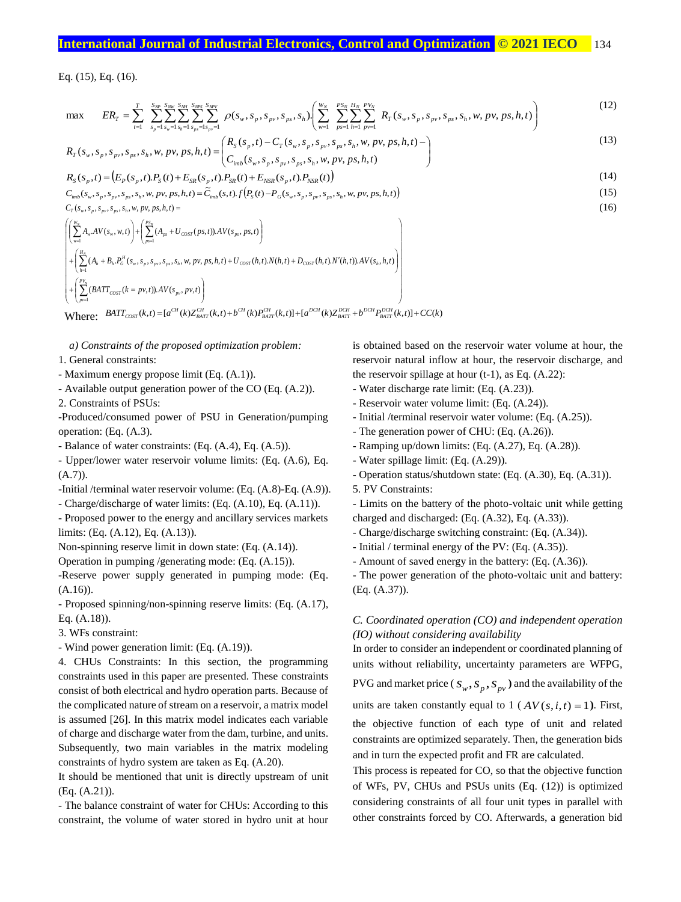Eq. (15), Eq. (16).

$$\max \quad ER_T = \sum_{t=1}^{T} \sum_{s_p=1}^{S_{NP}} \sum_{s_w=1}^{S_{NW}} \sum_{s_h=1}^{S_{NH}} \sum_{s_{ps}=1}^{S_{NPS}} \sum_{s_{pv}=1}^{S_{NPV}} \rho(s_w, s_p, s_{pv}, s_{ps}, s_h) . \left( \sum_{w=1}^{W_N} \sum_{ps=1}^{PS_N} \sum_{h=1}^{H_N} \sum_{pv=1}^{PV_N} R_T(s_w, s_p, s_{pv}, s_{ps}, s_h, w, pv, ps, h, t) \right) \tag{12}$$

$$R_T(s_w, s_p, s_{pv}, s_{ps}, s_h, w, pv, ps, h, t) = \begin{pmatrix} R_S(s_p, t) - C_T(s_w, s_p, s_{pv}, s_{ps}, s_h, w, pv, ps, h, t) - \\ C_{imb}(s_w, s_p, s_{pv}, s_{ps}, s_h, w, pv, ps, h, t) \end{pmatrix} \tag{13}$$

$$R_S(s_p, t) = \left( E_P(s_p, t).P_S(t) + E_{SR}(s_p, t).P_{SR}(t) + E_{NSR}(s_p, t).P_{NSR}(t) \right) \tag{14}$$

$$C_{imb}(s_w, s_p, s_{pv}, s_{ps}, s_h, w, pv, ps, h, t) = \widetilde{C}_{imb}(s, t).f\left(P_S(t) - P_G(s_w, s_p, s_{pv}, s_{ps}, s_h, w, pv, ps, h, t)\right) \tag{15}$$

$$C_T(s_w, s_p, s_{pv}, s_{ps}, s_h, w, pv, ps, h, t) = \tag{16}$$

$$\begin{pmatrix} \left( \sum_{w=1}^{W_N} A_w.AV(s_w, w, t) \right) + \left( \sum_{ps=1}^{PS_N} (A_{ps} + U_{COST}(ps, t)).AV(s_{ps}, ps, t) \right) \\ + \left( \sum_{h=1}^{H_N} (A_h + B_h.P_G^H(s_w, s_p, s_{pv}, s_{ps}, s_h, w, pv, ps, h, t) + U_{COST}(h, t).N(h, t) + D_{COST}(h, t).N'(h, t)).AV(s_h, h, t) \right) \\ + \left( \sum_{pv=1}^{PV_N} (BATT_{COST}(k = pv, t)).AV(s_{pv}, pv, t) \right) \end{pmatrix}$$

Where: $BATT_{COST}(k,t) = [a^{CH}(k)Z_{BATT}^{CH}(k,t) + b^{CH}(k)P_{BATT}^{CH}(k,t)] + [a^{DCH}(k)Z_{BATT}^{DCH} + b^{DCH}P_{BATT}^{DCH}(k,t)] + CC(k)$

*a) Constraints of the proposed optimization problem:*

1. General constraints:

- Maximum energy propose limit (Eq. (A.1)).
- Available output generation power of the CO (Eq. (A.2)).

2. Constraints of PSUs:

-Produced/consumed power of PSU in Generation/pumping operation: (Eq. (A.3).

- Balance of water constraints: (Eq. (A.4), Eq. (A.5)).
- Upper/lower water reservoir volume limits: (Eq. (A.6), Eq. (A.7)).

-Initial /terminal water reservoir volume: (Eq. (A.8)-Eq. (A.9)).

- Charge/discharge of water limits: (Eq. (A.10), Eq. (A.11)).
- Proposed power to the energy and ancillary services markets limits: (Eq. (A.12), Eq. (A.13)).

Non-spinning reserve limit in down state: (Eq. (A.14)).

Operation in pumping /generating mode: (Eq. (A.15)).

-Reserve power supply generated in pumping mode: (Eq. (A.16)).

- Proposed spinning/non-spinning reserve limits: (Eq. (A.17), Eq. (A.18)).

3. WFs constraint:

- Wind power generation limit: (Eq. (A.19)).

4. CHUs Constraints: In this section, the programming constraints used in this paper are presented. These constraints consist of both electrical and hydro operation parts. Because of the complicated nature of stream on a reservoir, a matrix model is assumed [26]. In this matrix model indicates each variable of charge and discharge water from the dam, turbine, and units. Subsequently, two main variables in the matrix modeling constraints of hydro system are taken as Eq. (A.20).

It should be mentioned that unit is directly upstream of unit (Eq. (A.21)).

- The balance constraint of water for CHUs: According to this constraint, the volume of water stored in hydro unit at hour is obtained based on the reservoir water volume at hour, the reservoir natural inflow at hour, the reservoir discharge, and the reservoir spillage at hour (t-1), as Eq. (A.22):

- Water discharge rate limit: (Eq. (A.23)).
- Reservoir water volume limit: (Eq. (A.24)).
- Initial /terminal reservoir water volume: (Eq. (A.25)).
- The generation power of CHU: (Eq. (A.26)).
- Ramping up/down limits: (Eq. (A.27), Eq. (A.28)).
- Water spillage limit: (Eq. (A.29)).
- Operation status/shutdown state: (Eq. (A.30), Eq. (A.31)).

5. PV Constraints:

- Limits on the battery of the photo-voltaic unit while getting charged and discharged: (Eq. (A.32), Eq. (A.33)).
- Charge/discharge switching constraint: (Eq. (A.34)).
- Initial / terminal energy of the PV: (Eq. (A.35)).
- Amount of saved energy in the battery: (Eq. (A.36)).
- The power generation of the photo-voltaic unit and battery: (Eq. (A.37)).

### C. Coordinated operation (CO) and independent operation (IO) without considering availability

In order to consider an independent or coordinated planning of units without reliability, uncertainty parameters are WFPG, PVG and market price ( $s_w, s_p, s_{pv}$ ) and the availability of the units are taken constantly equal to 1 ( $AV(s,i,t)=1$ ). First, the objective function of each type of unit and related constraints are optimized separately. Then, the generation bids and in turn the expected profit and FR are calculated.

This process is repeated for CO, so that the objective function of WFs, PV, CHUs and PSUs units (Eq. (12)) is optimized considering constraints of all four unit types in parallel with other constraints forced by CO. Afterwards, a generation bid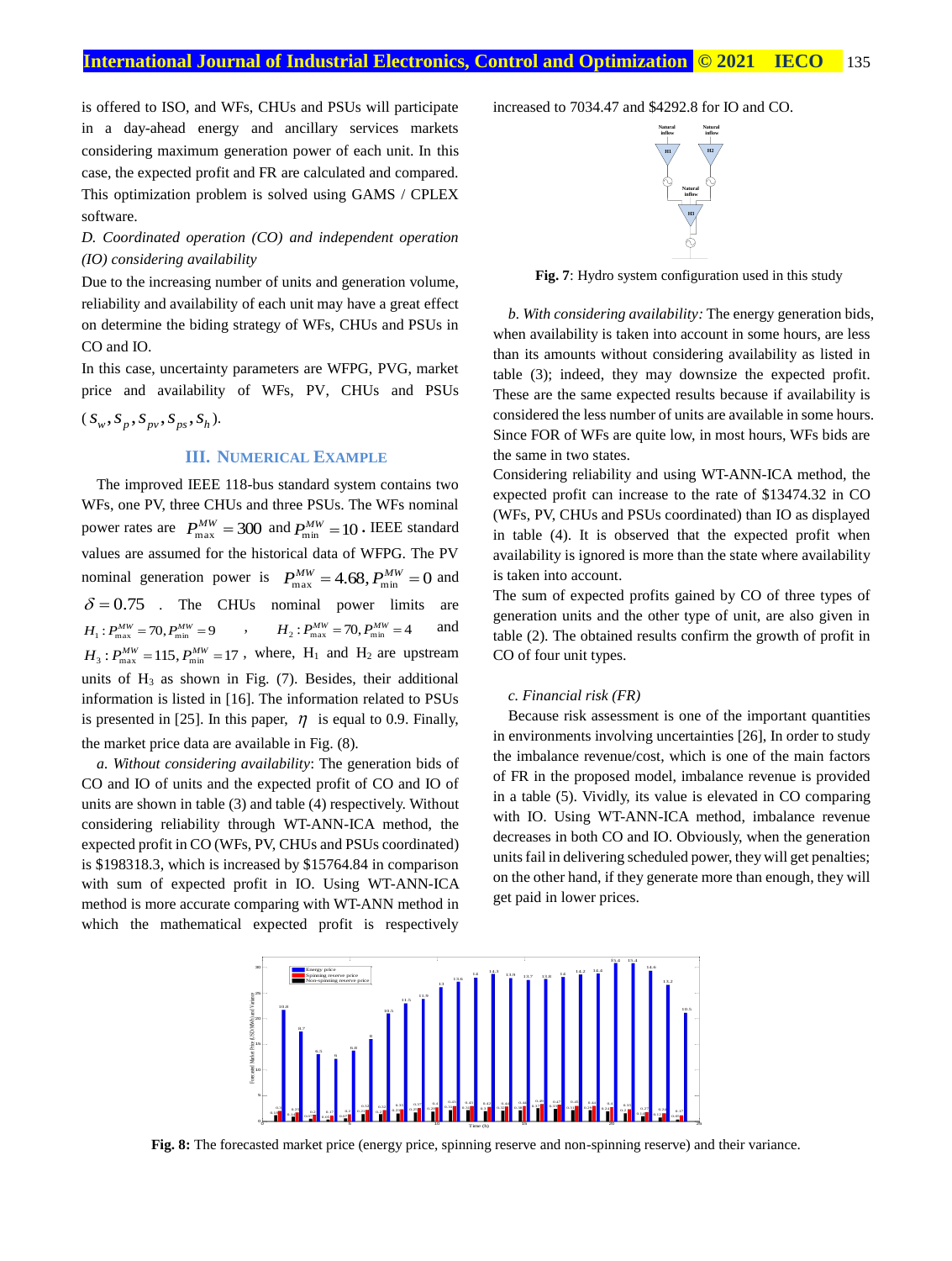is offered to ISO, and WFs, CHUs and PSUs will participate in a day-ahead energy and ancillary services markets considering maximum generation power of each unit. In this case, the expected profit and FR are calculated and compared. This optimization problem is solved using GAMS / CPLEX software.

*D. Coordinated operation (CO) and independent operation (IO) considering availability*

Due to the increasing number of units and generation volume, reliability and availability of each unit may have a great effect on determine the biding strategy of WFs, CHUs and PSUs in CO and IO.

In this case, uncertainty parameters are WFPG, PVG, market price and availability of WFs, PV, CHUs and PSUs ($S_w, S_p, S_{pv}, S_{ps}, S_h$).

## III. Numerical Example

The improved IEEE 118-bus standard system contains two WFs, one PV, three CHUs and three PSUs. The WFs nominal power rates are $P_{\max}^{MW} = 300$ and $P_{\min}^{MW} = 10$. IEEE standard values are assumed for the historical data of WFPG. The PV nominal generation power is $P_{\max}^{MW} = 4.68, P_{\min}^{MW} = 0$ and $\delta = 0.75$. The CHUs nominal power limits are $H_1: P_{\max}^{MW} = 70, P_{\min}^{MW} = 9$, $H_2: P_{\max}^{MW} = 70, P_{\min}^{MW} = 4$ and $H_3: P_{\max}^{MW} = 115, P_{\min}^{MW} = 17$, where, $H_1$ and $H_2$ are upstream units of $H_3$ as shown in Fig. (7). Besides, their additional information is listed in [16]. The information related to PSUs is presented in [25]. In this paper, $\eta$ is equal to 0.9. Finally, the market price data are available in Fig. (8).

*a. Without considering availability*: The generation bids of CO and IO of units and the expected profit of CO and IO of units are shown in table (3) and table (4) respectively. Without considering reliability through WT-ANN-ICA method, the expected profit in CO (WFs, PV, CHUs and PSUs coordinated) is $198318.3, which is increased by $15764.84 in comparison with sum of expected profit in IO. Using WT-ANN-ICA method is more accurate comparing with WT-ANN method in which the mathematical expected profit is respectively increased to 7034.47 and $4292.8 for IO and CO.

**Fig. 7**: Hydro system configuration used in this study

*b. With considering availability:* The energy generation bids, when availability is taken into account in some hours, are less than its amounts without considering availability as listed in table (3); indeed, they may downsize the expected profit. These are the same expected results because if availability is considered the less number of units are available in some hours. Since FOR of WFs are quite low, in most hours, WFs bids are the same in two states.

Considering reliability and using WT-ANN-ICA method, the expected profit can increase to the rate of $13474.32 in CO (WFs, PV, CHUs and PSUs coordinated) than IO as displayed in table (4). It is observed that the expected profit when availability is ignored is more than the state where availability is taken into account.

The sum of expected profits gained by CO of three types of generation units and the other type of unit, are also given in table (2). The obtained results confirm the growth of profit in CO of four unit types.

*c. Financial risk (FR)*

Because risk assessment is one of the important quantities in environments involving uncertainties [26], In order to study the imbalance revenue/cost, which is one of the main factors of FR in the proposed model, imbalance revenue is provided in a table (5). Vividly, its value is elevated in CO comparing with IO. Using WT-ANN-ICA method, imbalance revenue decreases in both CO and IO. Obviously, when the generation units fail in delivering scheduled power, they will get penalties; on the other hand, if they generate more than enough, they will get paid in lower prices.

**Fig. 8:** The forecasted market price (energy price, spinning reserve and non-spinning reserve) and their variance.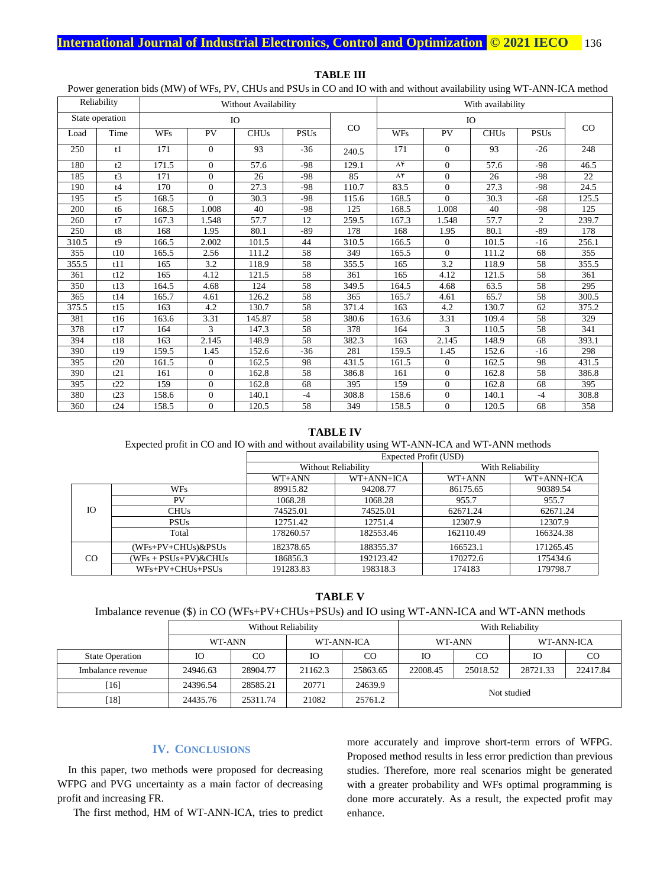**TABLE III**

Power generation bids (MW) of WFs, PV, CHUs and PSUs in CO and IO with and without availability using WT-ANN-ICA method

| Reliability | | Without Availability | | | | | With availability | | | | |
|---|---|---|---|---|---|---|---|---|---|---|---|
| State operation | | IO | | | | CO | IO | | | | CO |
| Load | Time | WFs | PV | CHUs | PSUs | | WFs | PV | CHUs | PSUs | |
| 250 | t1 | 171 | 0 | 93 | -36 | 240.5 | 171 | 0 | 93 | -26 | 248 |
| 180 | t2 | 171.5 | 0 | 57.6 | -98 | 129.1 | ۸۴ | 0 | 57.6 | -98 | 46.5 |
| 185 | t3 | 171 | 0 | 26 | -98 | 85 | ۸۴ | 0 | 26 | -98 | 22 |
| 190 | t4 | 170 | 0 | 27.3 | -98 | 110.7 | 83.5 | 0 | 27.3 | -98 | 24.5 |
| 195 | t5 | 168.5 | 0 | 30.3 | -98 | 115.6 | 168.5 | 0 | 30.3 | -68 | 125.5 |
| 200 | t6 | 168.5 | 1.008 | 40 | -98 | 125 | 168.5 | 1.008 | 40 | -98 | 125 |
| 260 | t7 | 167.3 | 1.548 | 57.7 | 12 | 259.5 | 167.3 | 1.548 | 57.7 | 2 | 239.7 |
| 250 | t8 | 168 | 1.95 | 80.1 | -89 | 178 | 168 | 1.95 | 80.1 | -89 | 178 |
| 310.5 | t9 | 166.5 | 2.002 | 101.5 | 44 | 310.5 | 166.5 | 0 | 101.5 | -16 | 256.1 |
| 355 | t10 | 165.5 | 2.56 | 111.2 | 58 | 349 | 165.5 | 0 | 111.2 | 68 | 355 |
| 355.5 | t11 | 165 | 3.2 | 118.9 | 58 | 355.5 | 165 | 3.2 | 118.9 | 58 | 355.5 |
| 361 | t12 | 165 | 4.12 | 121.5 | 58 | 361 | 165 | 4.12 | 121.5 | 58 | 361 |
| 350 | t13 | 164.5 | 4.68 | 124 | 58 | 349.5 | 164.5 | 4.68 | 63.5 | 58 | 295 |
| 365 | t14 | 165.7 | 4.61 | 126.2 | 58 | 365 | 165.7 | 4.61 | 65.7 | 58 | 300.5 |
| 375.5 | t15 | 163 | 4.2 | 130.7 | 58 | 371.4 | 163 | 4.2 | 130.7 | 62 | 375.2 |
| 381 | t16 | 163.6 | 3.31 | 145.87 | 58 | 380.6 | 163.6 | 3.31 | 109.4 | 58 | 329 |
| 378 | t17 | 164 | 3 | 147.3 | 58 | 378 | 164 | 3 | 110.5 | 58 | 341 |
| 394 | t18 | 163 | 2.145 | 148.9 | 58 | 382.3 | 163 | 2.145 | 148.9 | 68 | 393.1 |
| 390 | t19 | 159.5 | 1.45 | 152.6 | -36 | 281 | 159.5 | 1.45 | 152.6 | -16 | 298 |
| 395 | t20 | 161.5 | 0 | 162.5 | 98 | 431.5 | 161.5 | 0 | 162.5 | 98 | 431.5 |
| 390 | t21 | 161 | 0 | 162.8 | 58 | 386.8 | 161 | 0 | 162.8 | 58 | 386.8 |
| 395 | t22 | 159 | 0 | 162.8 | 68 | 395 | 159 | 0 | 162.8 | 68 | 395 |
| 380 | t23 | 158.6 | 0 | 140.1 | -4 | 308.8 | 158.6 | 0 | 140.1 | -4 | 308.8 |
| 360 | t24 | 158.5 | 0 | 120.5 | 58 | 349 | 158.5 | 0 | 120.5 | 68 | 358 |

**TABLE IV**

Expected profit in CO and IO with and without availability using WT-ANN-ICA and WT-ANN methods

| | | Expected Profit (USD) | | | |
|---|---|---|---|---|---|
| | | Without Reliability | | With Reliability | |
| | | WT+ANN | WT+ANN+ICA | WT+ANN | WT+ANN+ICA |
| IO | WFs | 89915.82 | 94208.77 | 86175.65 | 90389.54 |
| | PV | 1068.28 | 1068.28 | 955.7 | 955.7 |
| | CHUs | 74525.01 | 74525.01 | 62671.24 | 62671.24 |
| | PSUs | 12751.42 | 12751.4 | 12307.9 | 12307.9 |
| | Total | 178260.57 | 182553.46 | 162110.49 | 166324.38 |
| CO | (WFs+PV+CHUs)&PSUs | 182378.65 | 188355.37 | 166523.1 | 171265.45 |
| | (WFs + PSUs+PV)&CHUs | 186856.3 | 192123.42 | 170272.6 | 175434.6 |
| | WFs+PV+CHUs+PSUs | 191283.83 | 198318.3 | 174183 | 179798.7 |

**TABLE V**

Imbalance revenue ($) in CO (WFs+PV+CHUs+PSUs) and IO using WT-ANN-ICA and WT-ANN methods

| | Without Reliability | | | | With Reliability | | | |
|---|---|---|---|---|---|---|---|---|
| | WT-ANN | | WT-ANN-ICA | | WT-ANN | | WT-ANN-ICA | |
| State Operation | IO | CO | IO | CO | IO | CO | IO | CO |
| Imbalance revenue | 24946.63 | 28904.77 | 21162.3 | 25863.65 | 22008.45 | 25018.52 | 28721.33 | 22417.84 |
| [16] | 24396.54 | 28585.21 | 20771 | 24639.9 | Not studied | | | |
| [18] | 24435.76 | 25311.74 | 21082 | 25761.2 | | | | |

## IV. Conclusions

In this paper, two methods were proposed for decreasing WFPG and PVG uncertainty as a main factor of decreasing profit and increasing FR.

The first method, HM of WT-ANN-ICA, tries to predict more accurately and improve short-term errors of WFPG. Proposed method results in less error prediction than previous studies. Therefore, more real scenarios might be generated with a greater probability and WFs optimal programming is done more accurately. As a result, the expected profit may enhance.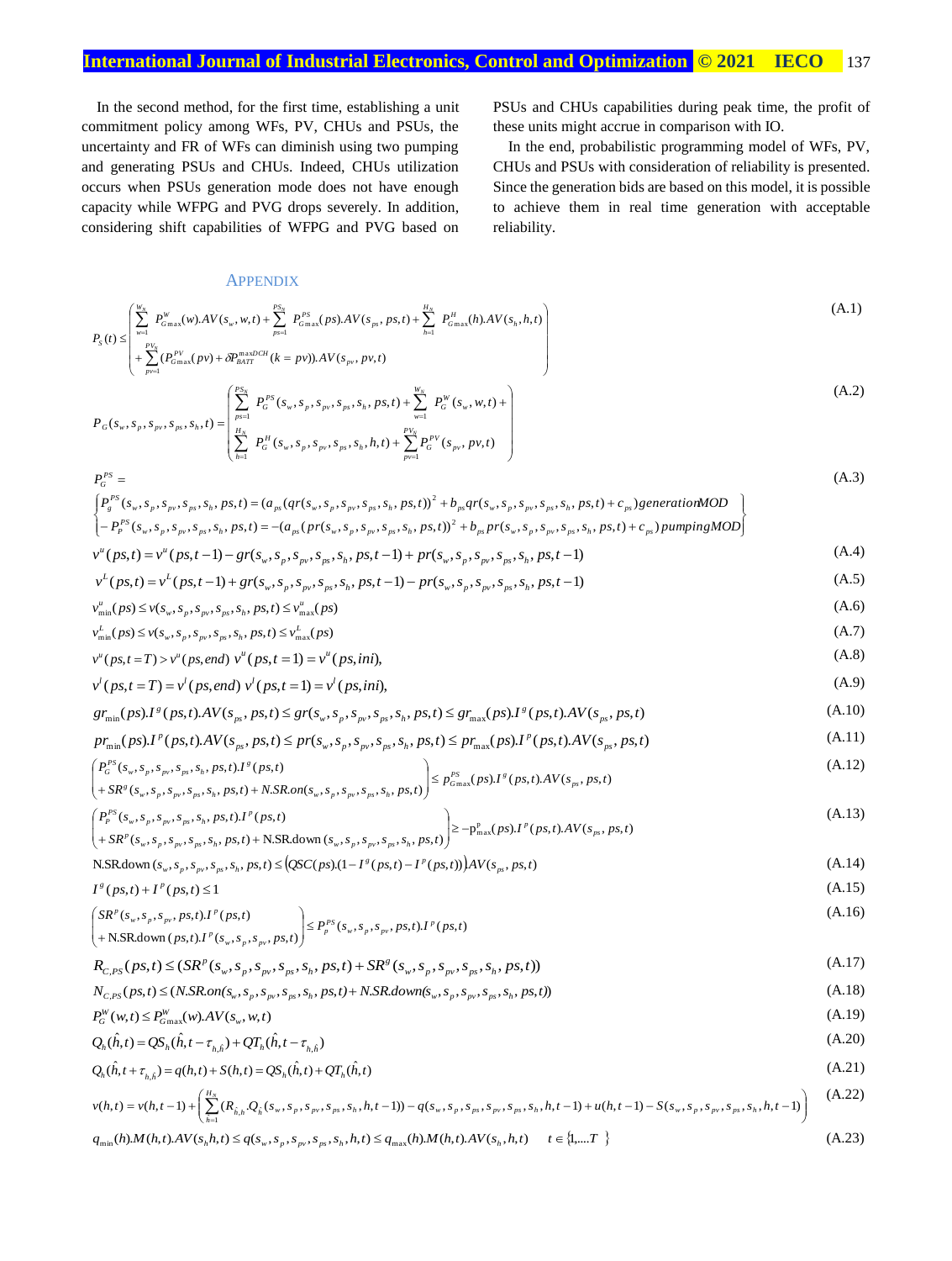In the second method, for the first time, establishing a unit commitment policy among WFs, PV, CHUs and PSUs, the uncertainty and FR of WFs can diminish using two pumping and generating PSUs and CHUs. Indeed, CHUs utilization occurs when PSUs generation mode does not have enough capacity while WFPG and PVG drops severely. In addition, considering shift capabilities of WFPG and PVG based on PSUs and CHUs capabilities during peak time, the profit of these units might accrue in comparison with IO.

In the end, probabilistic programming model of WFs, PV, CHUs and PSUs with consideration of reliability is presented. Since the generation bids are based on this model, it is possible to achieve them in real time generation with acceptable reliability.

## APPENDIX

$$P_S(t) \le \left( \begin{array}{l} \sum_{w=1}^{W_N} P^W_{G\max}(w).AV(s_w,w,t) + \sum_{ps=1}^{PS_N} P^{PS}_{G\max}(ps).AV(s_{ps},ps,t) + \sum_{h=1}^{H_N} P^H_{G\max}(h).AV(s_h,h,t) \\ + \sum_{pv=1}^{PV_N} (P^{PV}_{G\max}(pv) + \delta P^{\max DCH}_{BATT}(k=pv)).AV(s_{pv},pv,t) \end{array} \right) \tag{A.1}$$

$$P_G(s_w,s_p,s_{pv},s_{ps},s_h,t) = \left( \begin{array}{l} \sum_{ps=1}^{PS_N} P^{PS}_G(s_w,s_p,s_{pv},s_{ps},s_h,ps,t) + \sum_{w=1}^{W_N} P^W_G(s_w,w,t) + \\ \sum_{h=1}^{H_N} P^H_G(s_w,s_p,s_{pv},s_{ps},s_h,h,t) + \sum_{pv=1}^{PV_N} P^{PV}_G(s_{pv},pv,t) \end{array} \right) \tag{A.2}$$

$$P^{PS}_G = \tag{A.3}$$

$$\left\{ \begin{array}{l} P^{PS}_g(s_w,s_p,s_{pv},s_{ps},s_h,ps,t) = (a_{ps}(qr(s_w,s_p,s_{pv},s_{ps},s_h,ps,t))^2 + b_{ps}qr(s_w,s_p,s_{pv},s_{ps},s_h,ps,t) + c_{ps})\, generationMOD \\ -P^{PS}_P(s_w,s_p,s_{pv},s_{ps},s_h,ps,t) = -(a_{ps}(pr(s_w,s_p,s_{pv},s_{ps},s_h,ps,t))^2 + b_{ps}pr(s_w,s_p,s_{pv},s_{ps},s_h,ps,t) + c_{ps})\, pumpingMOD \end{array} \right\}$$

$$v^u(ps,t) = v^u(ps,t-1) - gr(s_w,s_p,s_{pv},s_{ps},s_h,ps,t-1) + pr(s_w,s_p,s_{pv},s_{ps},s_h,ps,t-1) \tag{A.4}$$

$$v^L(ps,t) = v^L(ps,t-1) + gr(s_w,s_p,s_{pv},s_{ps},s_h,ps,t-1) - pr(s_w,s_p,s_{pv},s_{ps},s_h,ps,t-1) \tag{A.5}$$

$$v^u_{\min}(ps) \le v(s_w,s_p,s_{pv},s_{ps},s_h,ps,t) \le v^u_{\max}(ps) \tag{A.6}$$

$$v^L_{\min}(ps) \le v(s_w,s_p,s_{pv},s_{ps},s_h,ps,t) \le v^L_{\max}(ps) \tag{A.7}$$

$$v^u(ps,t=T) > v^u(ps,end)\;\; v^u(ps,t=1) = v^u(ps,ini), \tag{A.8}$$

$$v^l(ps,t=T) = v^l(ps,end)\;\; v^l(ps,t=1) = v^l(ps,ini), \tag{A.9}$$

$$gr_{\min}(ps).I^g(ps,t).AV(s_{ps},ps,t) \le gr(s_w,s_p,s_{pv},s_{ps},s_h,ps,t) \le gr_{\max}(ps).I^g(ps,t).AV(s_{ps},ps,t) \tag{A.10}$$

$$pr_{\min}(ps).I^p(ps,t).AV(s_{ps},ps,t) \le pr(s_w,s_p,s_{pv},s_{ps},s_h,ps,t) \le pr_{\max}(ps).I^p(ps,t).AV(s_{ps},ps,t) \tag{A.11}$$

$$\left( \begin{array}{l} P^{PS}_G(s_w,s_p,s_{pv},s_{ps},s_h,ps,t).I^g(ps,t) \\ + SR^g(s_w,s_p,s_{pv},s_{ps},s_h,ps,t) + N.SR.on(s_w,s_p,s_{pv},s_{ps},s_h,ps,t) \end{array} \right) \le p^{PS}_{G\max}(ps).I^g(ps,t).AV(s_{ps},ps,t) \tag{A.12}$$

$$\left( \begin{array}{l} P^{PS}_P(s_w,s_p,s_{pv},s_{ps},s_h,ps,t).I^p(ps,t) \\ + SR^p(s_w,s_p,s_{pv},s_{ps},s_h,ps,t) + \text{N.SR.down}(s_w,s_p,s_{pv},s_{ps},s_h,ps,t) \end{array} \right) \ge -p^{p}_{\max}(ps).I^p(ps,t).AV(s_{ps},ps,t) \tag{A.13}$$

$$\text{N.SR.down}(s_w,s_p,s_{pv},s_{ps},s_h,ps,t) \le \left(QSC(ps).(1 - I^g(ps,t) - I^p(ps,t))\right)AV(s_{ps},ps,t) \tag{A.14}$$

$$I^g(ps,t) + I^p(ps,t) \le 1 \tag{A.15}$$

$$\left( \begin{array}{l} SR^p(s_w,s_p,s_{pv},ps,t).I^p(ps,t) \\ + \text{N.SR.down}(ps,t).I^p(s_w,s_p,s_{pv},ps,t) \end{array} \right) \le P^{PS}_p(s_w,s_p,s_{pv},ps,t).I^p(ps,t) \tag{A.16}$$

$$R_{C,PS}(ps,t) \le (SR^p(s_w,s_p,s_{pv},s_{ps},s_h,ps,t) + SR^g(s_w,s_p,s_{pv},s_{ps},s_h,ps,t)) \tag{A.17}$$

$$N_{C,PS}(ps,t) \le (N.SR.on(s_w,s_p,s_{pv},s_{ps},s_h,ps,t) + N.SR.down(s_w,s_p,s_{pv},s_{ps},s_h,ps,t)) \tag{A.18}$$

$$P^W_G(w,t) \le P^W_{G\max}(w).AV(s_w,w,t) \tag{A.19}$$

$$Q_h(\hat{h},t) = QS_h(\hat{h},t-\tau_{h,\hat{h}}) + QT_h(\hat{h},t-\tau_{h,\hat{h}}) \tag{A.20}$$

$$Q_h(\hat{h},t+\tau_{h,\hat{h}}) = q(h,t) + S(h,t) = QS_h(\hat{h},t) + QT_h(\hat{h},t) \tag{A.21}$$

$$v(h,t) = v(h,t-1) + \left( \sum_{\hat{h}=1}^{H_N} (R_{\hat{h},h}.Q_{\hat{h}}(s_w,s_p,s_{pv},s_{ps},s_h,h,t-1)) - q(s_w,s_p,s_{ps},s_{pv},s_{ps},s_h,h,t-1) + u(h,t-1) - S(s_w,s_p,s_{pv},s_{ps},s_h,h,t-1) \right) \tag{A.22}$$

$$q_{\min}(h).M(h,t).AV(s_h h,t) \le q(s_w,s_p,s_{pv},s_{ps},s_h,h,t) \le q_{\max}(h).M(h,t).AV(s_h,h,t) \qquad t \in \{1,....T\} \tag{A.23}$$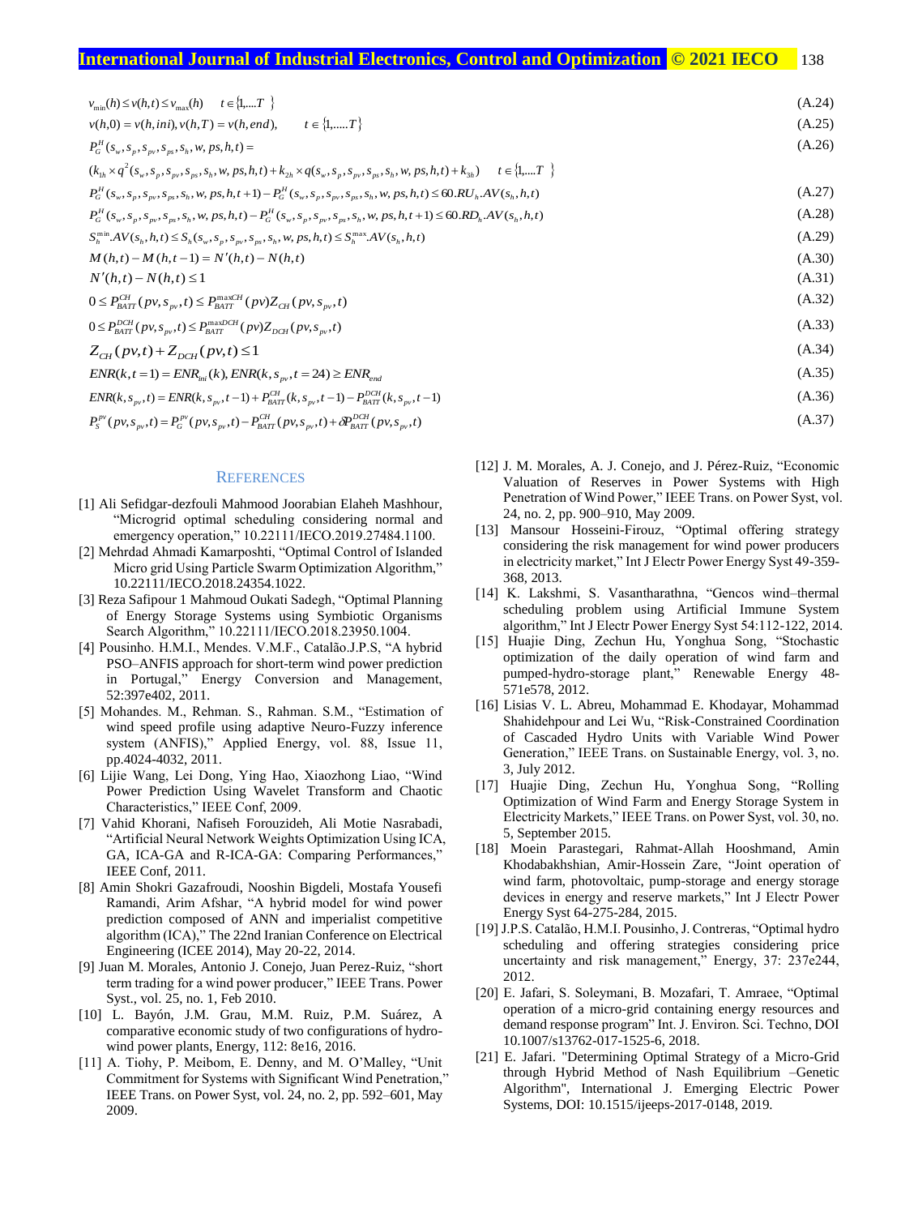$$v_{\min}(h) \le v(h,t) \le v_{\max}(h) \qquad t \in \{1,....T\} \tag{A.24}$$

$$v(h,0) = v(h,ini), v(h,T) = v(h,end), \qquad t \in \{1,.....T\} \tag{A.25}$$

$$P_G^H(s_w, s_p, s_{pv}, s_{ps}, s_h, w, ps, h, t) = \tag{A.26}$$

$$(k_{1h} \times q^2(s_w, s_p, s_{pv}, s_{ps}, s_h, w, ps, h, t) + k_{2h} \times q(s_w, s_p, s_{pv}, s_{ps}, s_h, w, ps, h, t) + k_{3h}) \qquad t \in \{1,....T\}$$

$$P_G^H(s_w, s_p, s_{pv}, s_{ps}, s_h, w, ps, h, t+1) - P_G^H(s_w, s_p, s_{pv}, s_{ps}, s_h, w, ps, h, t) \le 60.RU_h.AV(s_h, h, t) \tag{A.27}$$

$$P_G^H(s_w, s_p, s_{pv}, s_{ps}, s_h, w, ps, h, t) - P_G^H(s_w, s_p, s_{pv}, s_{ps}, s_h, w, ps, h, t+1) \le 60.RD_h.AV(s_h, h, t) \tag{A.28}$$

$$S_h^{\min}.AV(s_h, h, t) \le S_h(s_w, s_p, s_{pv}, s_{ps}, s_h, w, ps, h, t) \le S_h^{\max}.AV(s_h, h, t) \tag{A.29}$$

$$M(h,t) - M(h,t-1) = N'(h,t) - N(h,t) \tag{A.30}$$

$$N'(h,t) - N(h,t) \le 1 \tag{A.31}$$

$$0 \le P_{BATT}^{CH}(pv, s_{pv}, t) \le P_{BATT}^{\max CH}(pv) Z_{CH}(pv, s_{pv}, t) \tag{A.32}$$

$$0 \le P_{BATT}^{DCH}(pv, s_{pv}, t) \le P_{BATT}^{\max DCH}(pv) Z_{DCH}(pv, s_{pv}, t) \tag{A.33}$$

$$Z_{CH}(pv, t) + Z_{DCH}(pv, t) \le 1 \tag{A.34}$$

$$ENR(k, t=1) = ENR_{int}(k), ENR(k, s_{pv}, t=24) \ge ENR_{end} \tag{A.35}$$

$$ENR(k, s_{pv}, t) = ENR(k, s_{pv}, t-1) + P_{BATT}^{CH}(k, s_{pv}, t-1) - P_{BATT}^{DCH}(k, s_{pv}, t-1) \tag{A.36}$$

$$P_S^{pv}(pv, s_{pv}, t) = P_G^{pv}(pv, s_{pv}, t) - P_{BATT}^{CH}(pv, s_{pv}, t) + \delta P_{BATT}^{DCH}(pv, s_{pv}, t) \tag{A.37}$$

## References

[1] Ali Sefidgar-dezfouli Mahmood Joorabian Elaheh Mashhour, "Microgrid optimal scheduling considering normal and emergency operation," 10.22111/IECO.2019.27484.1100.

[2] Mehrdad Ahmadi Kamarposhti, "Optimal Control of Islanded Micro grid Using Particle Swarm Optimization Algorithm," 10.22111/IECO.2018.24354.1022.

[3] Reza Safipour 1 Mahmoud Oukati Sadegh, "Optimal Planning of Energy Storage Systems using Symbiotic Organisms Search Algorithm," 10.22111/IECO.2018.23950.1004.

[4] Pousinho. H.M.I., Mendes. V.M.F., Catalão.J.P.S, "A hybrid PSO–ANFIS approach for short-term wind power prediction in Portugal," Energy Conversion and Management, 52:397e402, 2011.

[5] Mohandes. M., Rehman. S., Rahman. S.M., "Estimation of wind speed profile using adaptive Neuro-Fuzzy inference system (ANFIS)," Applied Energy, vol. 88, Issue 11, pp.4024-4032, 2011.

[6] Lijie Wang, Lei Dong, Ying Hao, Xiaozhong Liao, "Wind Power Prediction Using Wavelet Transform and Chaotic Characteristics," IEEE Conf, 2009.

[7] Vahid Khorani, Nafiseh Forouzideh, Ali Motie Nasrabadi, "Artificial Neural Network Weights Optimization Using ICA, GA, ICA-GA and R-ICA-GA: Comparing Performances," IEEE Conf, 2011.

[8] Amin Shokri Gazafroudi, Nooshin Bigdeli, Mostafa Yousefi Ramandi, Arim Afshar, "A hybrid model for wind power prediction composed of ANN and imperialist competitive algorithm (ICA)," The 22nd Iranian Conference on Electrical Engineering (ICEE 2014), May 20-22, 2014.

[9] Juan M. Morales, Antonio J. Conejo, Juan Perez-Ruiz, "short term trading for a wind power producer," IEEE Trans. Power Syst., vol. 25, no. 1, Feb 2010.

[10] L. Bayón, J.M. Grau, M.M. Ruiz, P.M. Suárez, A comparative economic study of two configurations of hydro-wind power plants, Energy, 112: 8e16, 2016.

[11] A. Tiohy, P. Meibom, E. Denny, and M. O'Malley, "Unit Commitment for Systems with Significant Wind Penetration," IEEE Trans. on Power Syst, vol. 24, no. 2, pp. 592–601, May 2009.

[12] J. M. Morales, A. J. Conejo, and J. Pérez-Ruiz, "Economic Valuation of Reserves in Power Systems with High Penetration of Wind Power," IEEE Trans. on Power Syst, vol. 24, no. 2, pp. 900–910, May 2009.

[13] Mansour Hosseini-Firouz, "Optimal offering strategy considering the risk management for wind power producers in electricity market," Int J Electr Power Energy Syst 49-359-368, 2013.

[14] K. Lakshmi, S. Vasantharathna, "Gencos wind–thermal scheduling problem using Artificial Immune System algorithm," Int J Electr Power Energy Syst 54:112-122, 2014.

[15] Huajie Ding, Zechun Hu, Yonghua Song, "Stochastic optimization of the daily operation of wind farm and pumped-hydro-storage plant," Renewable Energy 48-571e578, 2012.

[16] Lisias V. L. Abreu, Mohammad E. Khodayar, Mohammad Shahidehpour and Lei Wu, "Risk-Constrained Coordination of Cascaded Hydro Units with Variable Wind Power Generation," IEEE Trans. on Sustainable Energy, vol. 3, no. 3, July 2012.

[17] Huajie Ding, Zechun Hu, Yonghua Song, "Rolling Optimization of Wind Farm and Energy Storage System in Electricity Markets," IEEE Trans. on Power Syst, vol. 30, no. 5, September 2015.

[18] Moein Parastegari, Rahmat-Allah Hooshmand, Amin Khodabakhshian, Amir-Hossein Zare, "Joint operation of wind farm, photovoltaic, pump-storage and energy storage devices in energy and reserve markets," Int J Electr Power Energy Syst 64-275-284, 2015.

[19] J.P.S. Catalão, H.M.I. Pousinho, J. Contreras, "Optimal hydro scheduling and offering strategies considering price uncertainty and risk management," Energy, 37: 237e244, 2012.

[20] E. Jafari, S. Soleymani, B. Mozafari, T. Amraee, "Optimal operation of a micro-grid containing energy resources and demand response program" Int. J. Environ. Sci. Techno, DOI 10.1007/s13762-017-1525-6, 2018.

[21] E. Jafari. "Determining Optimal Strategy of a Micro-Grid through Hybrid Method of Nash Equilibrium –Genetic Algorithm", International J. Emerging Electric Power Systems, DOI: 10.1515/ijeeps-2017-0148, 2019.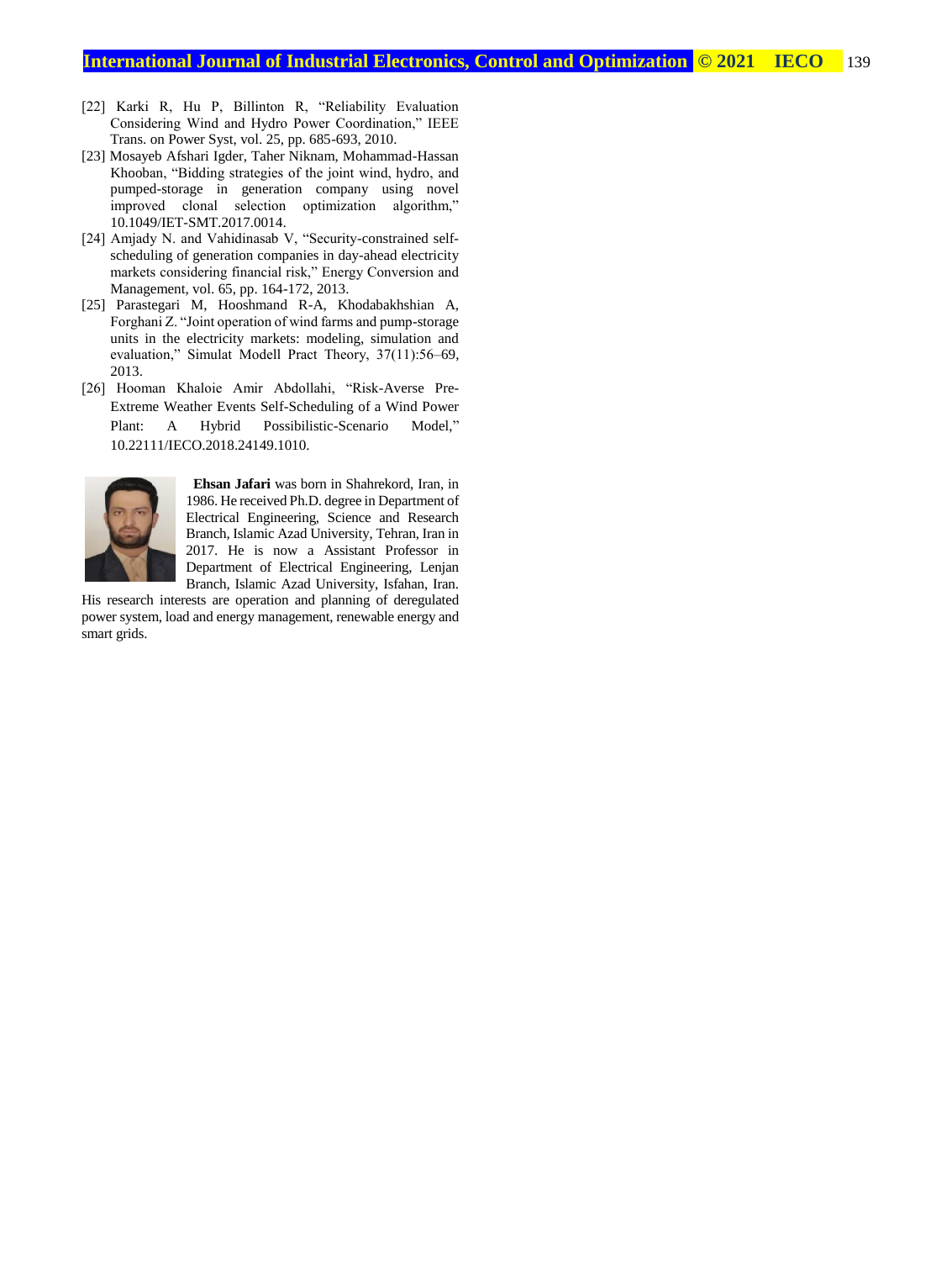[22] Karki R, Hu P, Billinton R, "Reliability Evaluation Considering Wind and Hydro Power Coordination," IEEE Trans. on Power Syst, vol. 25, pp. 685-693, 2010.

[23] Mosayeb Afshari Igder, Taher Niknam, Mohammad-Hassan Khooban, "Bidding strategies of the joint wind, hydro, and pumped-storage in generation company using novel improved clonal selection optimization algorithm," 10.1049/IET-SMT.2017.0014.

[24] Amjady N. and Vahidinasab V, "Security-constrained self-scheduling of generation companies in day-ahead electricity markets considering financial risk," Energy Conversion and Management, vol. 65, pp. 164-172, 2013.

[25] Parastegari M, Hooshmand R-A, Khodabakhshian A, Forghani Z. "Joint operation of wind farms and pump-storage units in the electricity markets: modeling, simulation and evaluation," Simulat Modell Pract Theory, 37(11):56–69, 2013.

[26] Hooman Khaloie Amir Abdollahi, "Risk-Averse Pre-Extreme Weather Events Self-Scheduling of a Wind Power Plant: A Hybrid Possibilistic-Scenario Model," 10.22111/IECO.2018.24149.1010.

**Ehsan Jafari** was born in Shahrekord, Iran, in 1986. He received Ph.D. degree in Department of Electrical Engineering, Science and Research Branch, Islamic Azad University, Tehran, Iran in 2017. He is now a Assistant Professor in Department of Electrical Engineering, Lenjan Branch, Islamic Azad University, Isfahan, Iran. His research interests are operation and planning of deregulated power system, load and energy management, renewable energy and smart grids.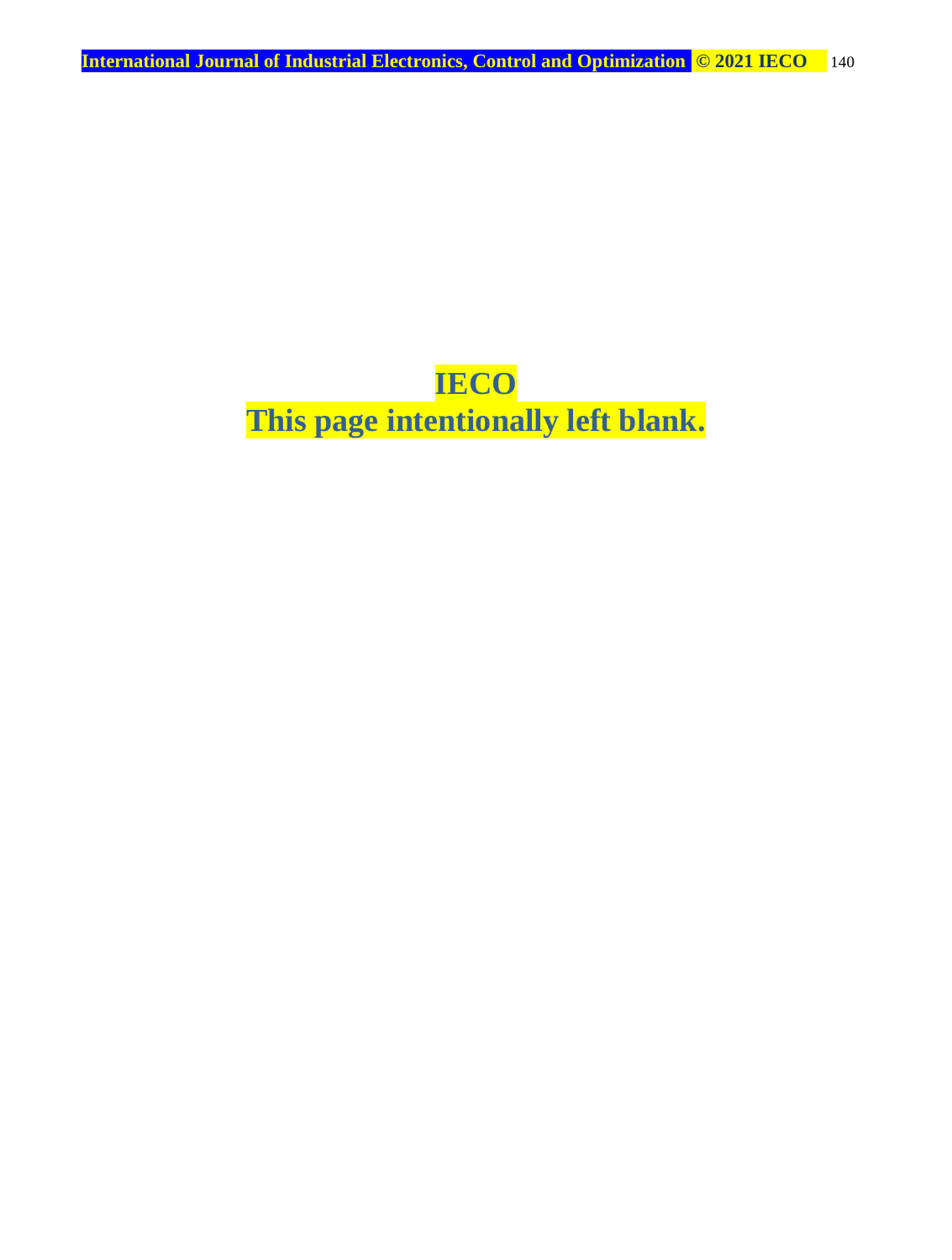**IECO**

**This page intentionally left blank.**